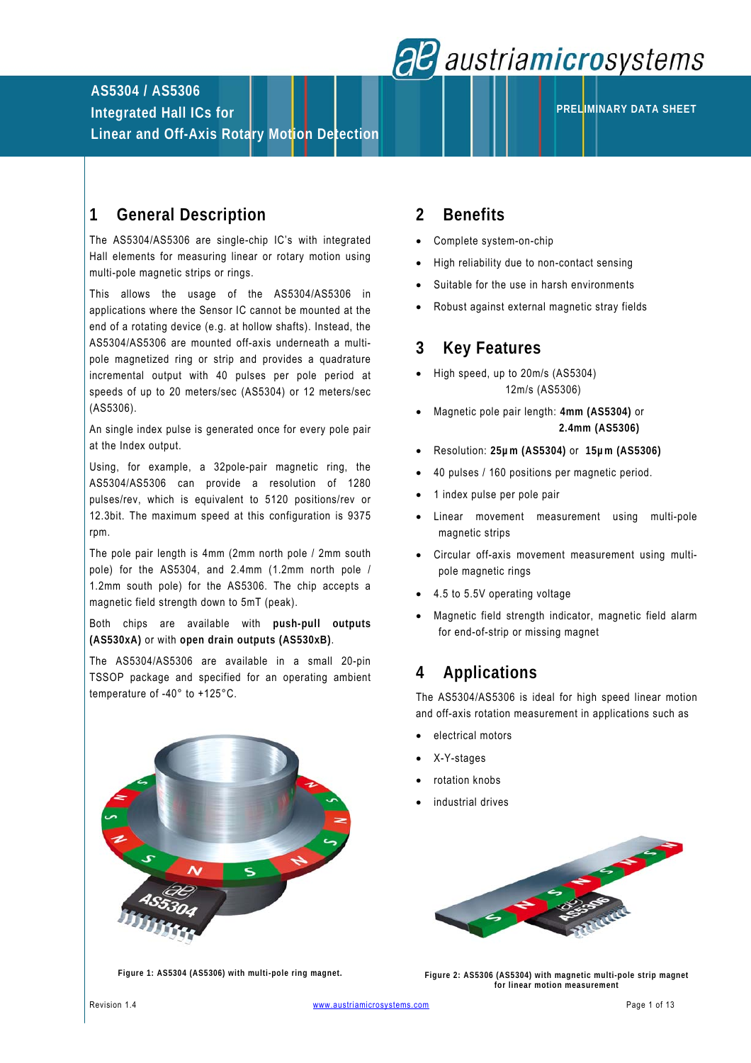# AS5304 / AS5306
# Integrated Hall ICs for Linear and Off-Axis Rotary Motion Detection

PRELIMINARY DATA SHEET

## 1 General Description

The AS5304/AS5306 are single-chip IC's with integrated Hall elements for measuring linear or rotary motion using multi-pole magnetic strips or rings.

This allows the usage of the AS5304/AS5306 in applications where the Sensor IC cannot be mounted at the end of a rotating device (e.g. at hollow shafts). Instead, the AS5304/AS5306 are mounted off-axis underneath a multi-pole magnetized ring or strip and provides a quadrature incremental output with 40 pulses per pole period at speeds of up to 20 meters/sec (AS5304) or 12 meters/sec (AS5306).

An single index pulse is generated once for every pole pair at the Index output.

Using, for example, a 32pole-pair magnetic ring, the AS5304/AS5306 can provide a resolution of 1280 pulses/rev, which is equivalent to 5120 positions/rev or 12.3bit. The maximum speed at this configuration is 9375 rpm.

The pole pair length is 4mm (2mm north pole / 2mm south pole) for the AS5304, and 2.4mm (1.2mm north pole / 1.2mm south pole) for the AS5306. The chip accepts a magnetic field strength down to 5mT (peak).

Both chips are available with **push-pull outputs (AS530xA)** or with **open drain outputs (AS530xB)**.

The AS5304/AS5306 are available in a small 20-pin TSSOP package and specified for an operating ambient temperature of -40° to +125°C.

Figure 1: AS5304 (AS5306) with multi-pole ring magnet.

## 2 Benefits

- Complete system-on-chip
- High reliability due to non-contact sensing
- Suitable for the use in harsh environments
- Robust against external magnetic stray fields

## 3 Key Features

- High speed, up to 20m/s (AS5304)
  12m/s (AS5306)
- Magnetic pole pair length: **4mm (AS5304)** or **2.4mm (AS5306)**
- Resolution: **25µm (AS5304)** or **15µm (AS5306)**
- 40 pulses / 160 positions per magnetic period.
- 1 index pulse per pole pair
- Linear movement measurement using multi-pole magnetic strips
- Circular off-axis movement measurement using multi-pole magnetic rings
- 4.5 to 5.5V operating voltage
- Magnetic field strength indicator, magnetic field alarm for end-of-strip or missing magnet

## 4 Applications

The AS5304/AS5306 is ideal for high speed linear motion and off-axis rotation measurement in applications such as

- electrical motors
- X-Y-stages
- rotation knobs
- industrial drives

Figure 2: AS5306 (AS5304) with magnetic multi-pole strip magnet for linear motion measurement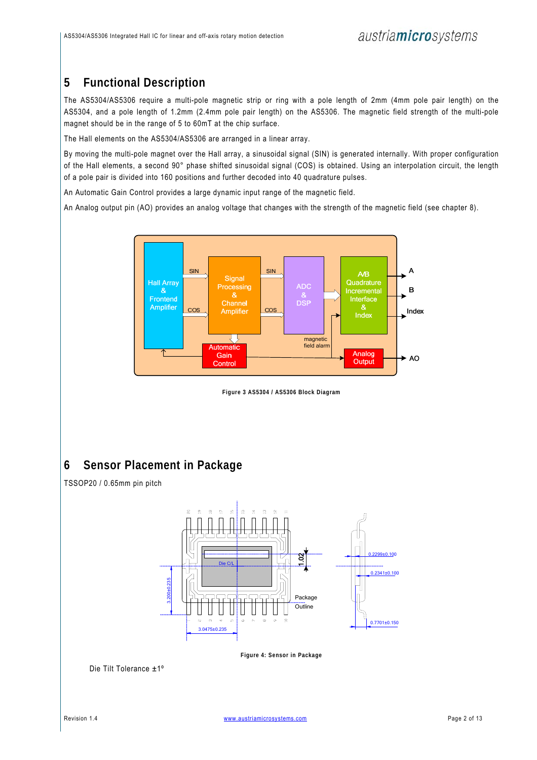# 5 Functional Description

The AS5304/AS5306 require a multi-pole magnetic strip or ring with a pole length of 2mm (4mm pole pair length) on the AS5304, and a pole length of 1.2mm (2.4mm pole pair length) on the AS5306. The magnetic field strength of the multi-pole magnet should be in the range of 5 to 60mT at the chip surface.

The Hall elements on the AS5304/AS5306 are arranged in a linear array.

By moving the multi-pole magnet over the Hall array, a sinusoidal signal (SIN) is generated internally. With proper configuration of the Hall elements, a second 90° phase shifted sinusoidal signal (COS) is obtained. Using an interpolation circuit, the length of a pole pair is divided into 160 positions and further decoded into 40 quadrature pulses.

An Automatic Gain Control provides a large dynamic input range of the magnetic field.

An Analog output pin (AO) provides an analog voltage that changes with the strength of the magnetic field (see chapter 8).

Figure 3 AS5304 / AS5306 Block Diagram

# 6 Sensor Placement in Package

TSSOP20 / 0.65mm pin pitch

Figure 4: Sensor in Package

Die Tilt Tolerance ±1°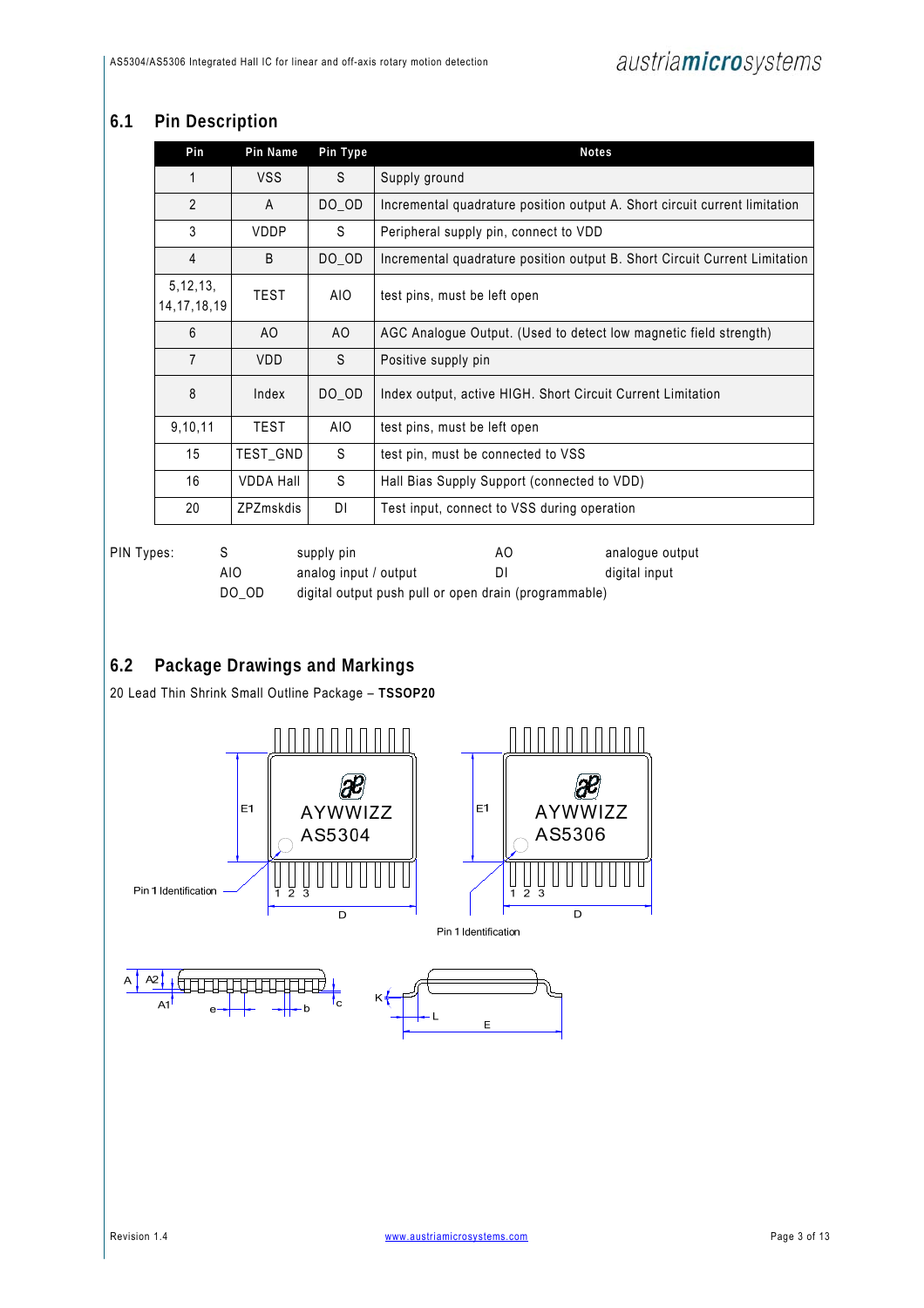## 6.1 Pin Description

| Pin | Pin Name | Pin Type | Notes |
|---|---|---|---|
| 1 | VSS | S | Supply ground |
| 2 | A | DO_OD | Incremental quadrature position output A. Short circuit current limitation |
| 3 | VDDP | S | Peripheral supply pin, connect to VDD |
| 4 | B | DO_OD | Incremental quadrature position output B. Short Circuit Current Limitation |
| 5,12,13, 14,17,18,19 | TEST | AIO | test pins, must be left open |
| 6 | AO | AO | AGC Analogue Output. (Used to detect low magnetic field strength) |
| 7 | VDD | S | Positive supply pin |
| 8 | Index | DO_OD | Index output, active HIGH. Short Circuit Current Limitation |
| 9,10,11 | TEST | AIO | test pins, must be left open |
| 15 | TEST_GND | S | test pin, must be connected to VSS |
| 16 | VDDA Hall | S | Hall Bias Supply Support (connected to VDD) |
| 20 | ZPZmskdis | DI | Test input, connect to VSS during operation |

PIN Types:

| | | | |
|---|---|---|---|
| S | supply pin | AO | analogue output |
| AIO | analog input / output | DI | digital input |
| DO_OD | digital output push pull or open drain (programmable) | | |

## 6.2 Package Drawings and Markings

20 Lead Thin Shrink Small Outline Package – **TSSOP20**

E1 | AYWWIZZ AS5304 | Pin 1 Identification | 1 2 3 | D

E1 | AYWWIZZ AS5306 | 1 2 3 | D | Pin 1 Identification

A | A2 | A1 | e | b | c | K | L | E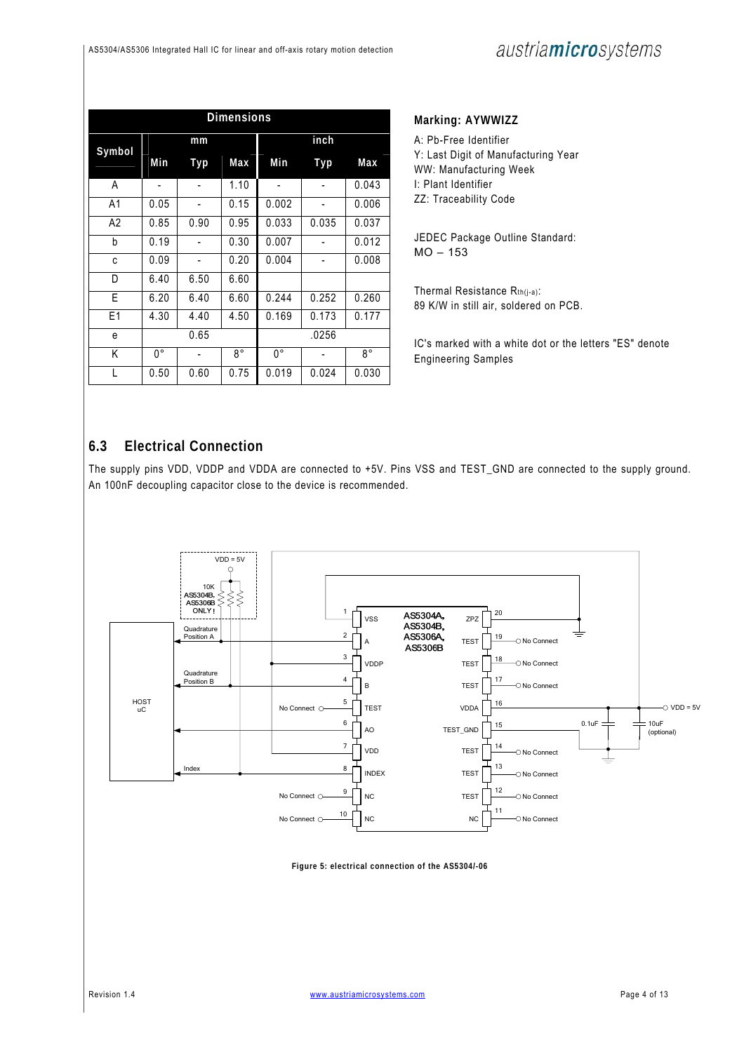| Dimensions | | | | | | |
|---|---|---|---|---|---|---|
| Symbol | mm | | | inch | | |
| | Min | Typ | Max | Min | Typ | Max |
| A | - | - | 1.10 | - | - | 0.043 |
| A1 | 0.05 | - | 0.15 | 0.002 | - | 0.006 |
| A2 | 0.85 | 0.90 | 0.95 | 0.033 | 0.035 | 0.037 |
| b | 0.19 | - | 0.30 | 0.007 | - | 0.012 |
| c | 0.09 | - | 0.20 | 0.004 | - | 0.008 |
| D | 6.40 | 6.50 | 6.60 | | | |
| E | 6.20 | 6.40 | 6.60 | 0.244 | 0.252 | 0.260 |
| E1 | 4.30 | 4.40 | 4.50 | 0.169 | 0.173 | 0.177 |
| e | | 0.65 | | | .0256 | |
| K | 0° | - | 8° | 0° | - | 8° |
| L | 0.50 | 0.60 | 0.75 | 0.019 | 0.024 | 0.030 |

**Marking: AYWWIZZ**

A: Pb-Free Identifier
Y: Last Digit of Manufacturing Year
WW: Manufacturing Week
I: Plant Identifier
ZZ: Traceability Code

JEDEC Package Outline Standard:
MO – 153

Thermal Resistance $R_{th(j-a)}$:
89 K/W in still air, soldered on PCB.

IC's marked with a white dot or the letters "ES" denote Engineering Samples

## 6.3 Electrical Connection

The supply pins VDD, VDDP and VDDA are connected to +5V. Pins VSS and TEST_GND are connected to the supply ground. An 100nF decoupling capacitor close to the device is recommended.

**Figure 5: electrical connection of the AS5304/-06**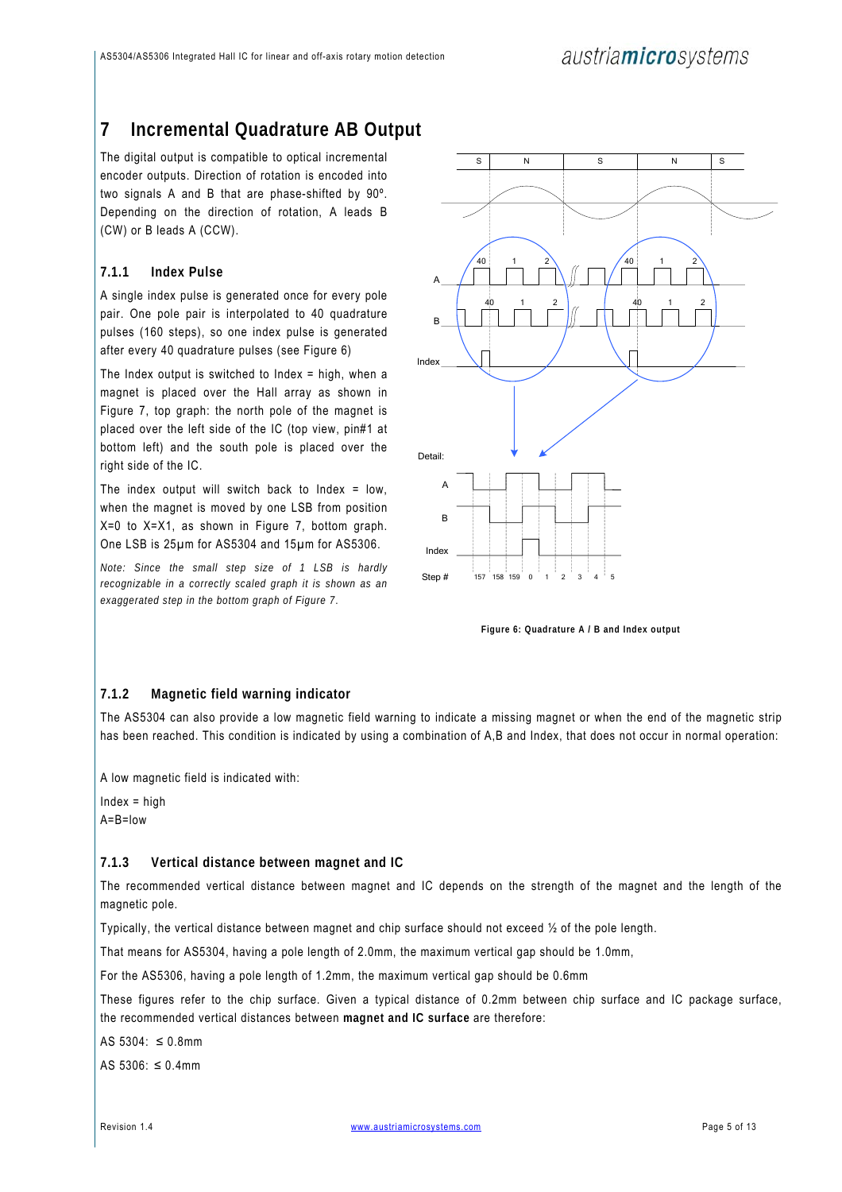## 7 Incremental Quadrature AB Output

The digital output is compatible to optical incremental encoder outputs. Direction of rotation is encoded into two signals A and B that are phase-shifted by 90º. Depending on the direction of rotation, A leads B (CW) or B leads A (CCW).

### 7.1.1 Index Pulse

A single index pulse is generated once for every pole pair. One pole pair is interpolated to 40 quadrature pulses (160 steps), so one index pulse is generated after every 40 quadrature pulses (see Figure 6)

The Index output is switched to Index = high, when a magnet is placed over the Hall array as shown in Figure 7, top graph: the north pole of the magnet is placed over the left side of the IC (top view, pin#1 at bottom left) and the south pole is placed over the right side of the IC.

The index output will switch back to Index = low, when the magnet is moved by one LSB from position X=0 to X=X1, as shown in Figure 7, bottom graph. One LSB is 25µm for AS5304 and 15µm for AS5306.

*Note: Since the small step size of 1 LSB is hardly recognizable in a correctly scaled graph it is shown as an exaggerated step in the bottom graph of Figure 7.*

**Figure 6: Quadrature A / B and Index output**

### 7.1.2 Magnetic field warning indicator

The AS5304 can also provide a low magnetic field warning to indicate a missing magnet or when the end of the magnetic strip has been reached. This condition is indicated by using a combination of A,B and Index, that does not occur in normal operation:

A low magnetic field is indicated with:

Index = high
A=B=low

### 7.1.3 Vertical distance between magnet and IC

The recommended vertical distance between magnet and IC depends on the strength of the magnet and the length of the magnetic pole.

Typically, the vertical distance between magnet and chip surface should not exceed ½ of the pole length.

That means for AS5304, having a pole length of 2.0mm, the maximum vertical gap should be 1.0mm,

For the AS5306, having a pole length of 1.2mm, the maximum vertical gap should be 0.6mm

These figures refer to the chip surface. Given a typical distance of 0.2mm between chip surface and IC package surface, the recommended vertical distances between **magnet and IC surface** are therefore:

AS 5304: ≤ 0.8mm

AS 5306: ≤ 0.4mm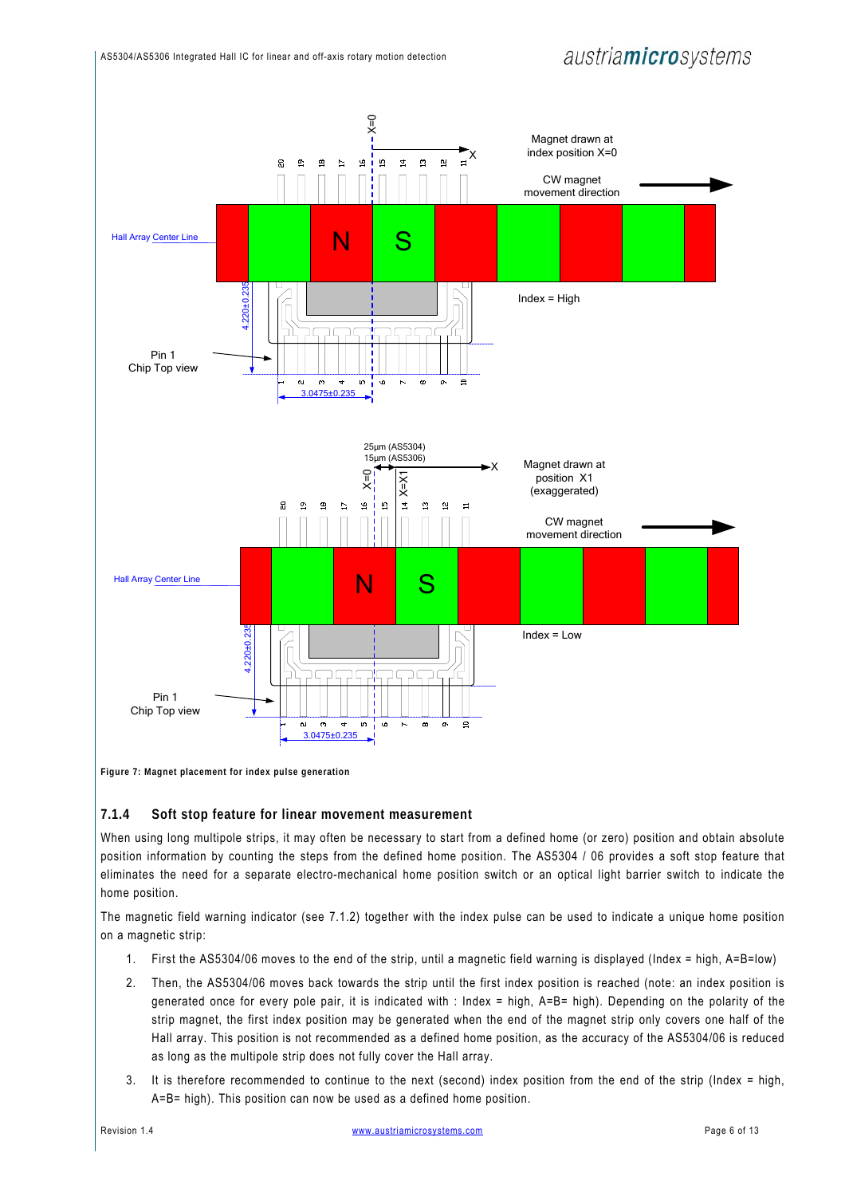**Figure 7: Magnet placement for index pulse generation**

### 7.1.4 Soft stop feature for linear movement measurement

When using long multipole strips, it may often be necessary to start from a defined home (or zero) position and obtain absolute position information by counting the steps from the defined home position. The AS5304 / 06 provides a soft stop feature that eliminates the need for a separate electro-mechanical home position switch or an optical light barrier switch to indicate the home position.

The magnetic field warning indicator (see 7.1.2) together with the index pulse can be used to indicate a unique home position on a magnetic strip:

1. First the AS5304/06 moves to the end of the strip, until a magnetic field warning is displayed (Index = high, A=B=low)
2. Then, the AS5304/06 moves back towards the strip until the first index position is reached (note: an index position is generated once for every pole pair, it is indicated with : Index = high, A=B= high). Depending on the polarity of the strip magnet, the first index position may be generated when the end of the magnet strip only covers one half of the Hall array. This position is not recommended as a defined home position, as the accuracy of the AS5304/06 is reduced as long as the multipole strip does not fully cover the Hall array.
3. It is therefore recommended to continue to the next (second) index position from the end of the strip (Index = high, A=B= high). This position can now be used as a defined home position.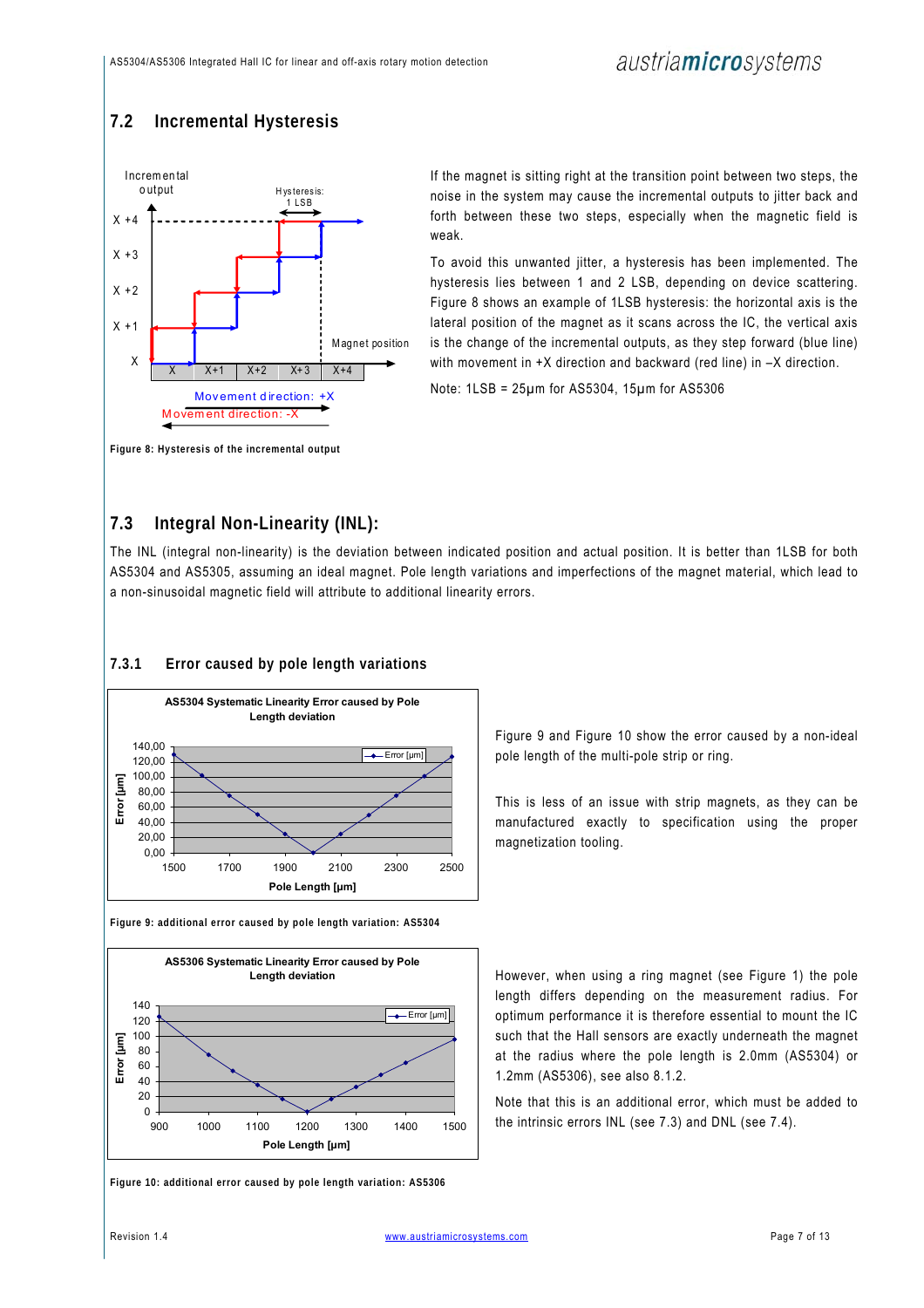## 7.2 Incremental Hysteresis

If the magnet is sitting right at the transition point between two steps, the noise in the system may cause the incremental outputs to jitter back and forth between these two steps, especially when the magnetic field is weak.

To avoid this unwanted jitter, a hysteresis has been implemented. The hysteresis lies between 1 and 2 LSB, depending on device scattering. Figure 8 shows an example of 1LSB hysteresis: the horizontal axis is the lateral position of the magnet as it scans across the IC, the vertical axis is the change of the incremental outputs, as they step forward (blue line) with movement in +X direction and backward (red line) in –X direction.

Note: 1LSB = 25µm for AS5304, 15µm for AS5306

**Figure 8: Hysteresis of the incremental output**

## 7.3 Integral Non-Linearity (INL):

The INL (integral non-linearity) is the deviation between indicated position and actual position. It is better than 1LSB for both AS5304 and AS5305, assuming an ideal magnet. Pole length variations and imperfections of the magnet material, which lead to a non-sinusoidal magnetic field will attribute to additional linearity errors.

### 7.3.1 Error caused by pole length variations

Figure 9 and Figure 10 show the error caused by a non-ideal pole length of the multi-pole strip or ring.

This is less of an issue with strip magnets, as they can be manufactured exactly to specification using the proper magnetization tooling.

**Figure 9: additional error caused by pole length variation: AS5304**

However, when using a ring magnet (see Figure 1) the pole length differs depending on the measurement radius. For optimum performance it is therefore essential to mount the IC such that the Hall sensors are exactly underneath the magnet at the radius where the pole length is 2.0mm (AS5304) or 1.2mm (AS5306), see also 8.1.2.

Note that this is an additional error, which must be added to the intrinsic errors INL (see 7.3) and DNL (see 7.4).

**Figure 10: additional error caused by pole length variation: AS5306**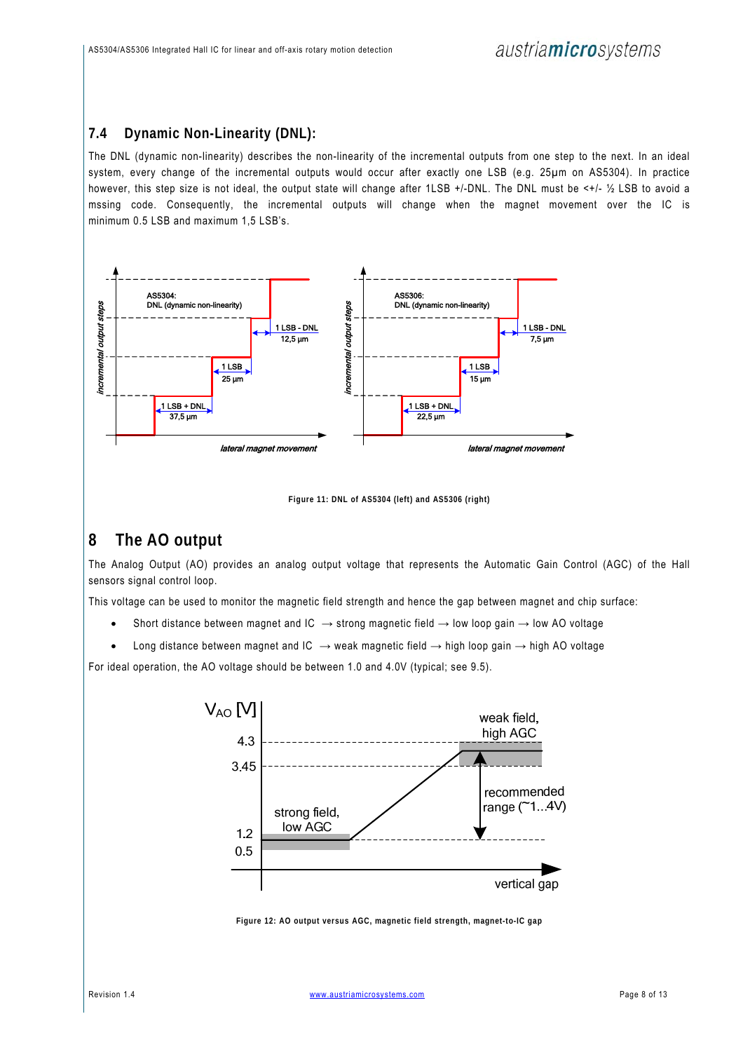## 7.4 Dynamic Non-Linearity (DNL):

The DNL (dynamic non-linearity) describes the non-linearity of the incremental outputs from one step to the next. In an ideal system, every change of the incremental outputs would occur after exactly one LSB (e.g. 25µm on AS5304). In practice however, this step size is not ideal, the output state will change after 1LSB +/-DNL. The DNL must be <+/- ½ LSB to avoid a mssing code. Consequently, the incremental outputs will change when the magnet movement over the IC is minimum 0.5 LSB and maximum 1,5 LSB's.

Figure 11: DNL of AS5304 (left) and AS5306 (right)

# 8 The AO output

The Analog Output (AO) provides an analog output voltage that represents the Automatic Gain Control (AGC) of the Hall sensors signal control loop.

This voltage can be used to monitor the magnetic field strength and hence the gap between magnet and chip surface:

- Short distance between magnet and IC → strong magnetic field → low loop gain → low AO voltage
- Long distance between magnet and IC → weak magnetic field → high loop gain → high AO voltage

For ideal operation, the AO voltage should be between 1.0 and 4.0V (typical; see 9.5).

Figure 12: AO output versus AGC, magnetic field strength, magnet-to-IC gap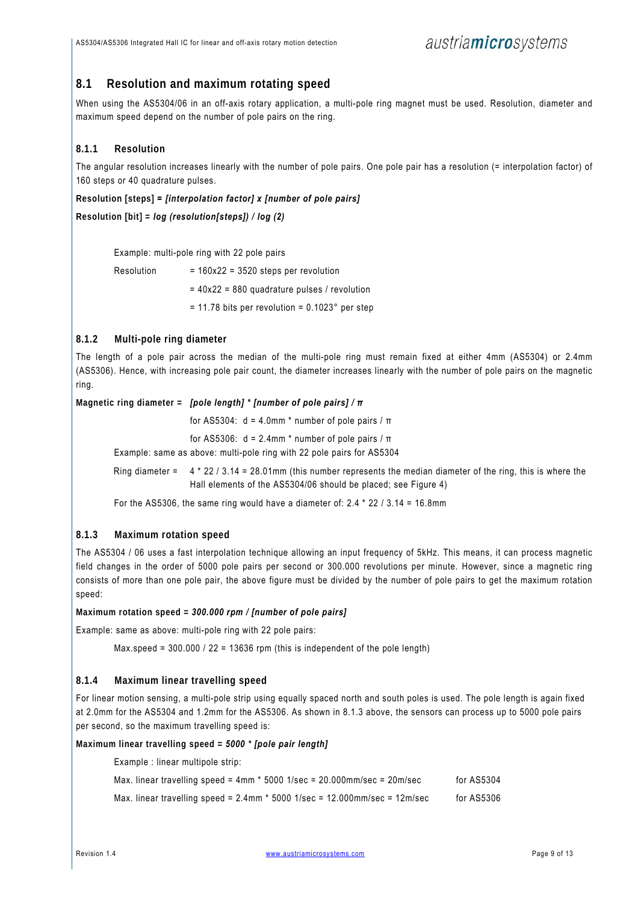## 8.1 Resolution and maximum rotating speed

When using the AS5304/06 in an off-axis rotary application, a multi-pole ring magnet must be used. Resolution, diameter and maximum speed depend on the number of pole pairs on the ring.

### 8.1.1 Resolution

The angular resolution increases linearly with the number of pole pairs. One pole pair has a resolution (= interpolation factor) of 160 steps or 40 quadrature pulses.

**Resolution [steps] = *[interpolation factor] x [number of pole pairs]***

**Resolution [bit] = *log (resolution[steps]) / log (2)***

Example: multi-pole ring with 22 pole pairs

Resolution = 160x22 = 3520 steps per revolution

= 40x22 = 880 quadrature pulses / revolution

= 11.78 bits per revolution = 0.1023° per step

### 8.1.2 Multi-pole ring diameter

The length of a pole pair across the median of the multi-pole ring must remain fixed at either 4mm (AS5304) or 2.4mm (AS5306). Hence, with increasing pole pair count, the diameter increases linearly with the number of pole pairs on the magnetic ring.

**Magnetic ring diameter = *[pole length] * [number of pole pairs] / π***

for AS5304: d = 4.0mm * number of pole pairs / π

for AS5306: d = 2.4mm * number of pole pairs / π

Example: same as above: multi-pole ring with 22 pole pairs for AS5304

Ring diameter = 4 * 22 / 3.14 = 28.01mm (this number represents the median diameter of the ring, this is where the Hall elements of the AS5304/06 should be placed; see Figure 4)

For the AS5306, the same ring would have a diameter of: 2.4 * 22 / 3.14 = 16.8mm

### 8.1.3 Maximum rotation speed

The AS5304 / 06 uses a fast interpolation technique allowing an input frequency of 5kHz. This means, it can process magnetic field changes in the order of 5000 pole pairs per second or 300.000 revolutions per minute. However, since a magnetic ring consists of more than one pole pair, the above figure must be divided by the number of pole pairs to get the maximum rotation speed:

**Maximum rotation speed = *300.000 rpm / [number of pole pairs]***

Example: same as above: multi-pole ring with 22 pole pairs:

Max.speed = 300.000 / 22 = 13636 rpm (this is independent of the pole length)

### 8.1.4 Maximum linear travelling speed

For linear motion sensing, a multi-pole strip using equally spaced north and south poles is used. The pole length is again fixed at 2.0mm for the AS5304 and 1.2mm for the AS5306. As shown in 8.1.3 above, the sensors can process up to 5000 pole pairs per second, so the maximum travelling speed is:

**Maximum linear travelling speed = *5000 * [pole pair length]***

Example : linear multipole strip:

Max. linear travelling speed = 4mm * 5000 1/sec = 20.000mm/sec = 20m/sec for AS5304

Max. linear travelling speed = 2.4mm * 5000 1/sec = 12.000mm/sec = 12m/sec for AS5306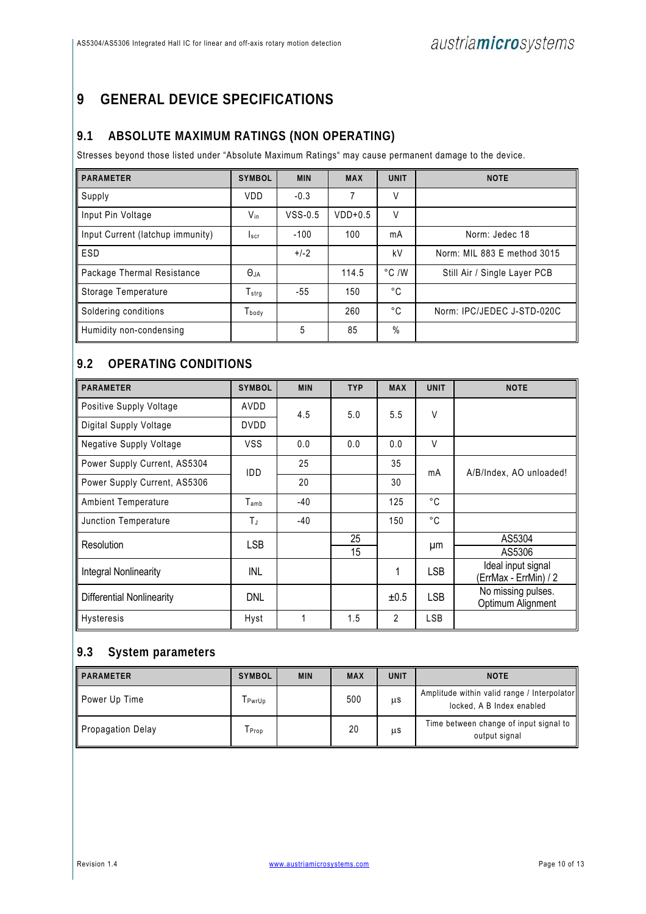# 9 GENERAL DEVICE SPECIFICATIONS

## 9.1 ABSOLUTE MAXIMUM RATINGS (NON OPERATING)

Stresses beyond those listed under "Absolute Maximum Ratings" may cause permanent damage to the device.

| PARAMETER | SYMBOL | MIN | MAX | UNIT | NOTE |
|---|---|---|---|---|---|
| Supply | VDD | -0.3 | 7 | V | |
| Input Pin Voltage | $V_{in}$ | VSS-0.5 | VDD+0.5 | V | |
| Input Current (latchup immunity) | $I_{scr}$ | -100 | 100 | mA | Norm: Jedec 18 |
| ESD | | +/-2 | | kV | Norm: MIL 883 E method 3015 |
| Package Thermal Resistance | $\Theta_{JA}$ | | 114.5 | °C /W | Still Air / Single Layer PCB |
| Storage Temperature | $T_{strg}$ | -55 | 150 | °C | |
| Soldering conditions | $T_{body}$ | | 260 | °C | Norm: IPC/JEDEC J-STD-020C |
| Humidity non-condensing | | 5 | 85 | % | |

## 9.2 OPERATING CONDITIONS

| PARAMETER | SYMBOL | MIN | TYP | MAX | UNIT | NOTE |
|---|---|---|---|---|---|---|
| Positive Supply Voltage | AVDD | 4.5 | 5.0 | 5.5 | V | |
| Digital Supply Voltage | DVDD | | | | | |
| Negative Supply Voltage | VSS | 0.0 | 0.0 | 0.0 | V | |
| Power Supply Current, AS5304 | IDD | 25 | | 35 | mA | A/B/Index, AO unloaded! |
| Power Supply Current, AS5306 | | 20 | | 30 | | |
| Ambient Temperature | $T_{amb}$ | -40 | | 125 | °C | |
| Junction Temperature | $T_J$ | -40 | | 150 | °C | |
| Resolution | LSB | | 25 | | µm | AS5304 |
| | | | 15 | | | AS5306 |
| Integral Nonlinearity | INL | | | 1 | LSB | Ideal input signal (ErrMax - ErrMin) / 2 |
| Differential Nonlinearity | DNL | | | ±0.5 | LSB | No missing pulses. Optimum Alignment |
| Hysteresis | Hyst | 1 | 1.5 | 2 | LSB | |

## 9.3 System parameters

| PARAMETER | SYMBOL | MIN | MAX | UNIT | NOTE |
|---|---|---|---|---|---|
| Power Up Time | $T_{PwrUp}$ | | 500 | µs | Amplitude within valid range / Interpolator locked, A B Index enabled |
| Propagation Delay | $T_{Prop}$ | | 20 | µs | Time between change of input signal to output signal |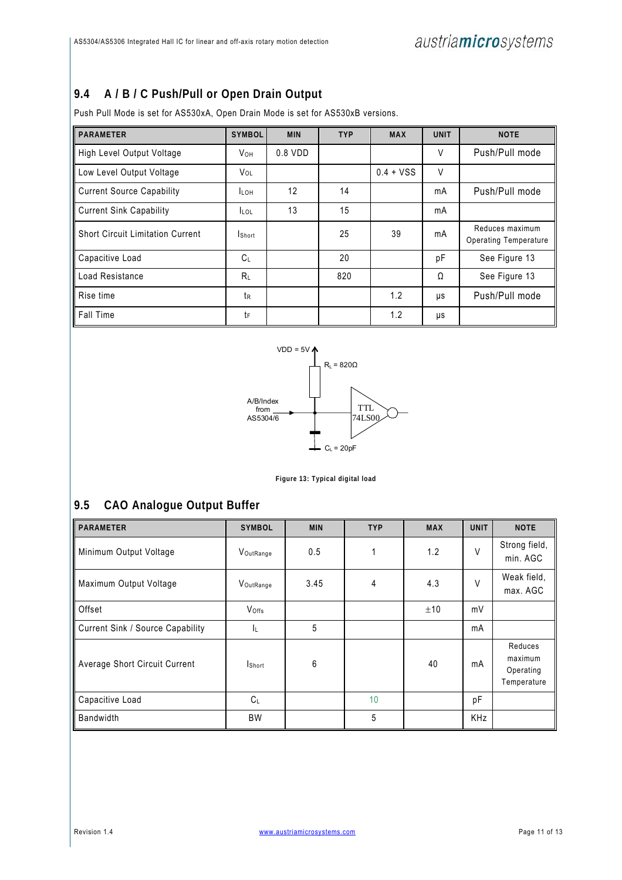## 9.4 A / B / C Push/Pull or Open Drain Output

Push Pull Mode is set for AS530xA, Open Drain Mode is set for AS530xB versions.

| PARAMETER | SYMBOL | MIN | TYP | MAX | UNIT | NOTE |
|---|---|---|---|---|---|---|
| High Level Output Voltage | $V_{OH}$ | 0.8 VDD | | | V | Push/Pull mode |
| Low Level Output Voltage | $V_{OL}$ | | | 0.4 + VSS | V | |
| Current Source Capability | $I_{LOH}$ | 12 | 14 | | mA | Push/Pull mode |
| Current Sink Capability | $I_{LOL}$ | 13 | 15 | | mA | |
| Short Circuit Limitation Current | $I_{Short}$ | | 25 | 39 | mA | Reduces maximum Operating Temperature |
| Capacitive Load | $C_L$ | | 20 | | pF | See Figure 13 |
| Load Resistance | $R_L$ | | 820 | | Ω | See Figure 13 |
| Rise time | $t_R$ | | | 1.2 | µs | Push/Pull mode |
| Fall Time | $t_F$ | | | 1.2 | µs | |

VDD = 5V
$R_L$ = 820Ω
A/B/Index from AS5304/6
TTL 74LS00
$C_L$ = 20pF

**Figure 13: Typical digital load**

## 9.5 CAO Analogue Output Buffer

| PARAMETER | SYMBOL | MIN | TYP | MAX | UNIT | NOTE |
|---|---|---|---|---|---|---|
| Minimum Output Voltage | $V_{OutRange}$ | 0.5 | 1 | 1.2 | V | Strong field, min. AGC |
| Maximum Output Voltage | $V_{OutRange}$ | 3.45 | 4 | 4.3 | V | Weak field, max. AGC |
| Offset | $V_{Offs}$ | | | ±10 | mV | |
| Current Sink / Source Capability | $I_L$ | 5 | | | mA | |
| Average Short Circuit Current | $I_{Short}$ | 6 | | 40 | mA | Reduces maximum Operating Temperature |
| Capacitive Load | $C_L$ | | 10 | | pF | |
| Bandwidth | BW | | 5 | | KHz | |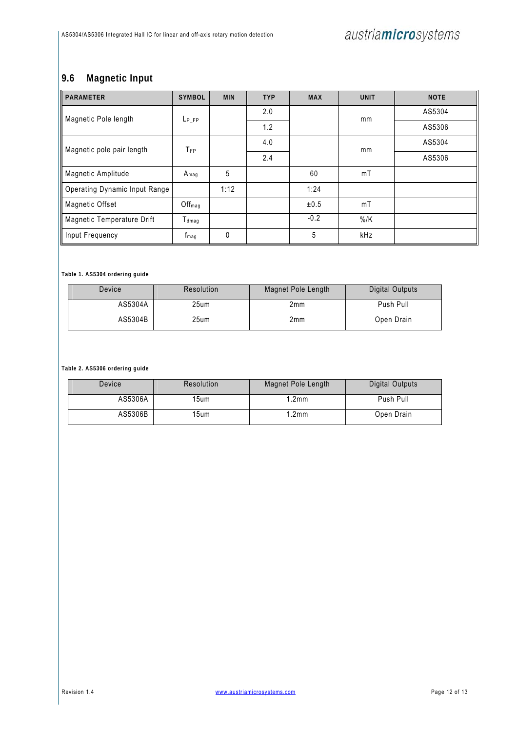## 9.6 Magnetic Input

| PARAMETER | SYMBOL | MIN | TYP | MAX | UNIT | NOTE |
|---|---|---|---|---|---|---|
| Magnetic Pole length | $L_{P\_FP}$ | | 2.0 | | mm | AS5304 |
| | | | 1.2 | | | AS5306 |
| Magnetic pole pair length | $T_{FP}$ | | 4.0 | | mm | AS5304 |
| | | | 2.4 | | | AS5306 |
| Magnetic Amplitude | $A_{mag}$ | 5 | | 60 | mT | |
| Operating Dynamic Input Range | | 1:12 | | 1:24 | | |
| Magnetic Offset | $Off_{mag}$ | | | ±0.5 | mT | |
| Magnetic Temperature Drift | $T_{dmag}$ | | | -0.2 | %/K | |
| Input Frequency | $f_{mag}$ | 0 | | 5 | kHz | |

**Table 1. AS5304 ordering guide**

| Device | Resolution | Magnet Pole Length | Digital Outputs |
|---|---|---|---|
| AS5304A | 25um | 2mm | Push Pull |
| AS5304B | 25um | 2mm | Open Drain |

**Table 2. AS5306 ordering guide**

| Device | Resolution | Magnet Pole Length | Digital Outputs |
|---|---|---|---|
| AS5306A | 15um | 1.2mm | Push Pull |
| AS5306B | 15um | 1.2mm | Open Drain |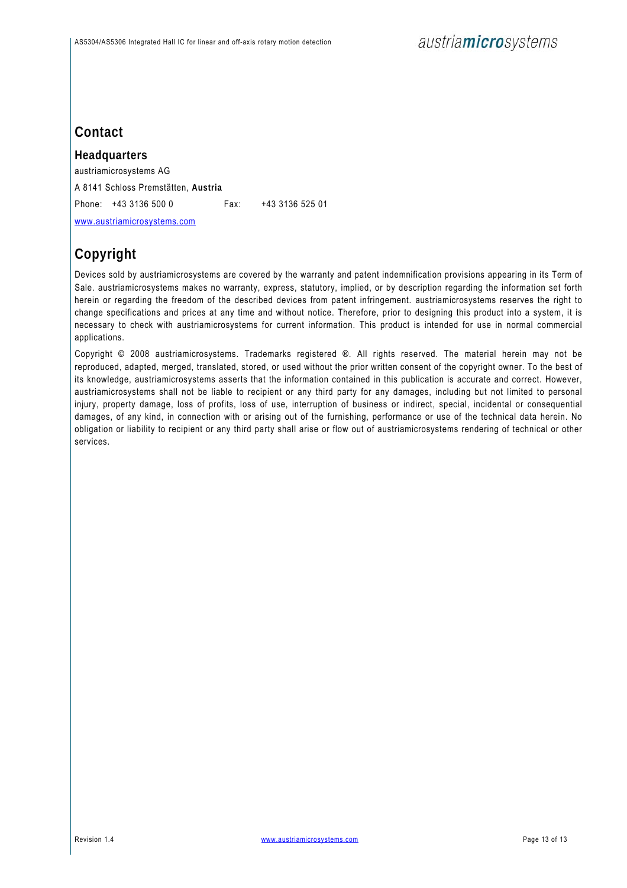## Contact

### Headquarters

austriamicrosystems AG

A 8141 Schloss Premstätten, **Austria**

Phone: +43 3136 500 0 Fax: +43 3136 525 01

www.austriamicrosystems.com

## Copyright

Devices sold by austriamicrosystems are covered by the warranty and patent indemnification provisions appearing in its Term of Sale. austriamicrosystems makes no warranty, express, statutory, implied, or by description regarding the information set forth herein or regarding the freedom of the described devices from patent infringement. austriamicrosystems reserves the right to change specifications and prices at any time and without notice. Therefore, prior to designing this product into a system, it is necessary to check with austriamicrosystems for current information. This product is intended for use in normal commercial applications.

Copyright © 2008 austriamicrosystems. Trademarks registered ®. All rights reserved. The material herein may not be reproduced, adapted, merged, translated, stored, or used without the prior written consent of the copyright owner. To the best of its knowledge, austriamicrosystems asserts that the information contained in this publication is accurate and correct. However, austriamicrosystems shall not be liable to recipient or any third party for any damages, including but not limited to personal injury, property damage, loss of profits, loss of use, interruption of business or indirect, special, incidental or consequential damages, of any kind, in connection with or arising out of the furnishing, performance or use of the technical data herein. No obligation or liability to recipient or any third party shall arise or flow out of austriamicrosystems rendering of technical or other services.